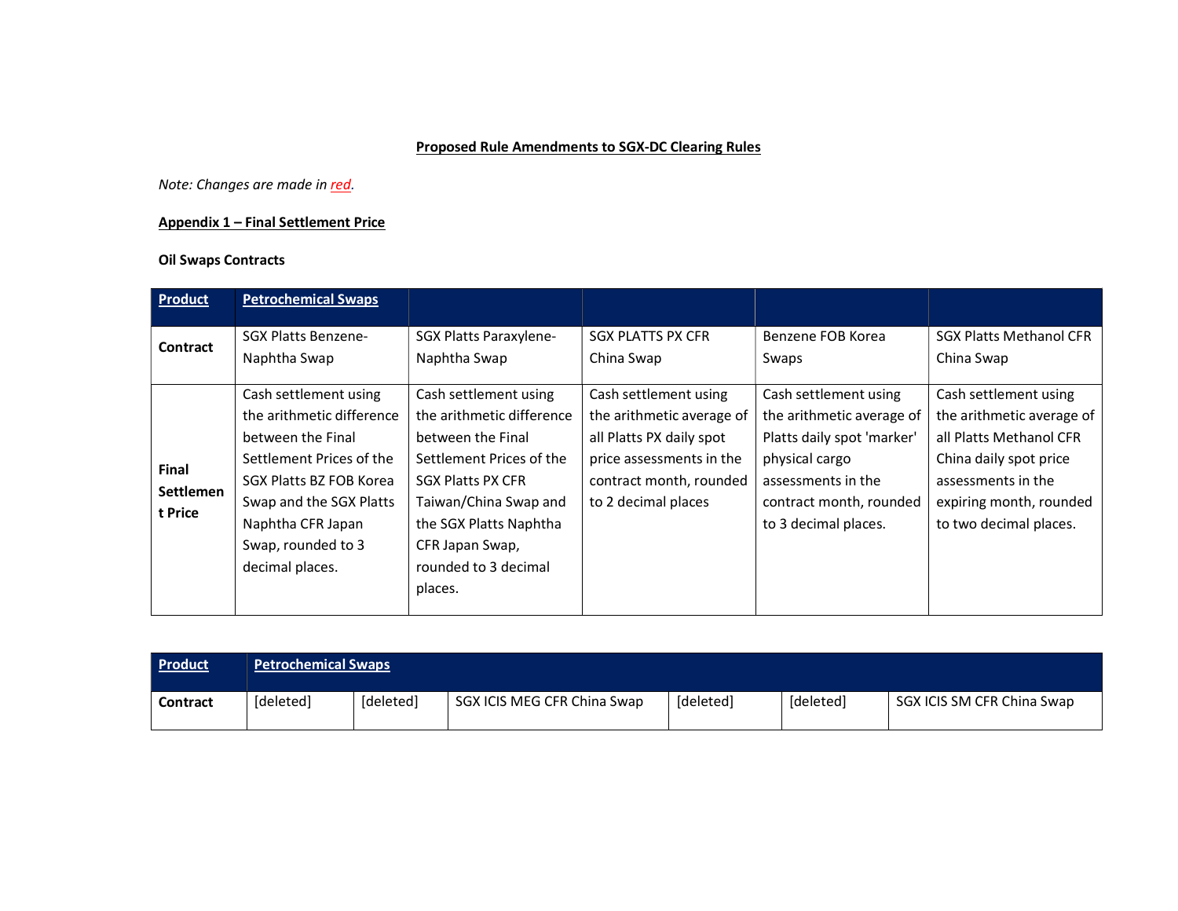**Proposed Rule Amendments to SGX-DC Clearing Rules**

*Note: Changes are made in red.*

**Appendix 1 – Final Settlement Price**

**Oil Swaps Contracts**

| **Product** | **Petrochemical Swaps** | | | | |
|---|---|---|---|---|---|
| **Contract** | SGX Platts Benzene-Naphtha Swap | SGX Platts Paraxylene-Naphtha Swap | SGX PLATTS PX CFR China Swap | Benzene FOB Korea Swaps | SGX Platts Methanol CFR China Swap |
| **Final Settlement Price** | Cash settlement using the arithmetic difference between the Final Settlement Prices of the SGX Platts BZ FOB Korea Swap and the SGX Platts Naphtha CFR Japan Swap, rounded to 3 decimal places. | Cash settlement using the arithmetic difference between the Final Settlement Prices of the SGX Platts PX CFR Taiwan/China Swap and the SGX Platts Naphtha CFR Japan Swap, rounded to 3 decimal places. | Cash settlement using the arithmetic average of all Platts PX daily spot price assessments in the contract month, rounded to 2 decimal places | Cash settlement using the arithmetic average of Platts daily spot 'marker' physical cargo assessments in the contract month, rounded to 3 decimal places. | Cash settlement using the arithmetic average of all Platts Methanol CFR China daily spot price assessments in the expiring month, rounded to two decimal places. |

| **Product** | **Petrochemical Swaps** | | | | | |
|---|---|---|---|---|---|---|
| **Contract** | [deleted] | [deleted] | SGX ICIS MEG CFR China Swap | [deleted] | [deleted] | SGX ICIS SM CFR China Swap |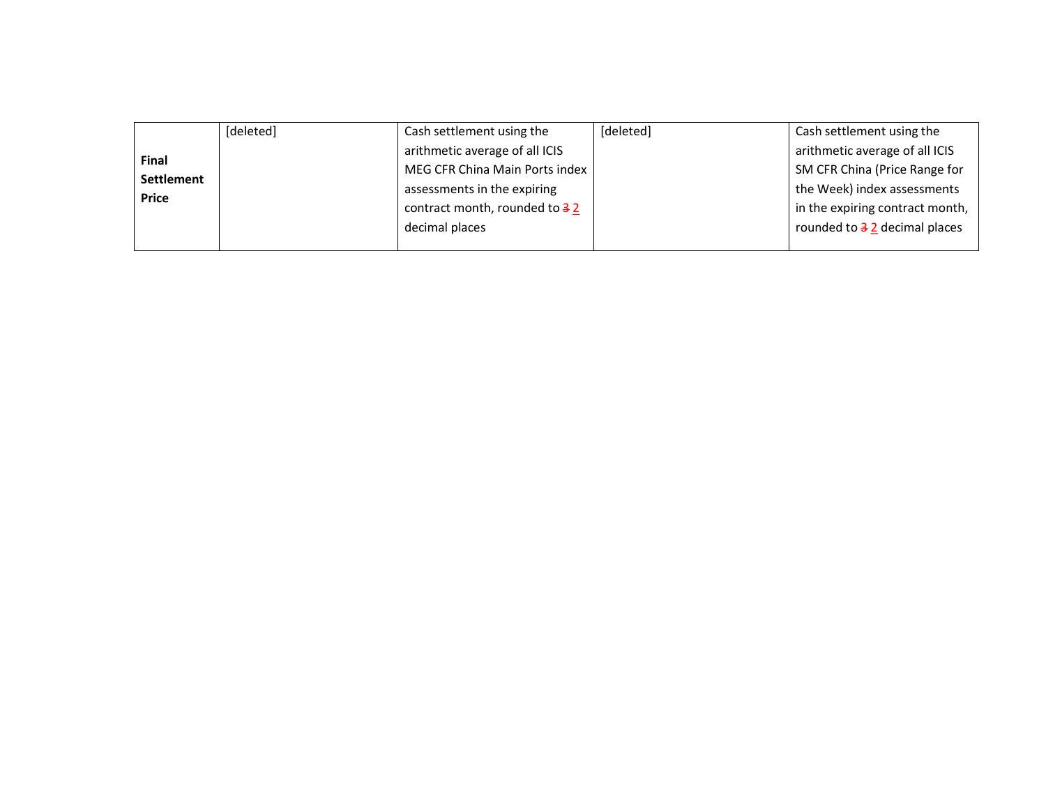| | | | | |
|---|---|---|---|---|
| **Final Settlement Price** | [deleted] | Cash settlement using the arithmetic average of all ICIS MEG CFR China Main Ports index assessments in the expiring contract month, rounded to ~~3~~ 2 decimal places | [deleted] | Cash settlement using the arithmetic average of all ICIS SM CFR China (Price Range for the Week) index assessments in the expiring contract month, rounded to ~~3~~ 2 decimal places |